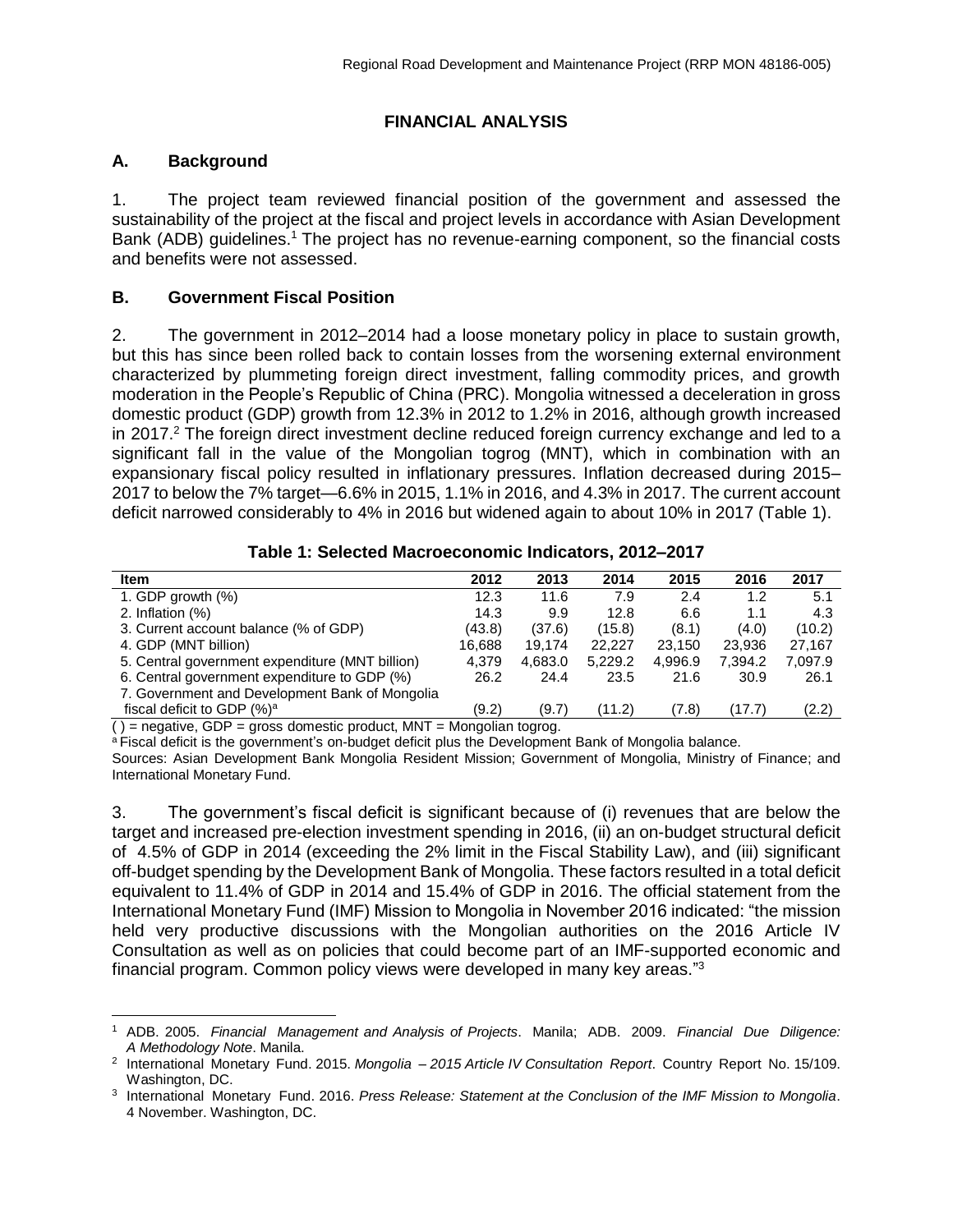# FINANCIAL ANALYSIS

## A. Background

1. The project team reviewed financial position of the government and assessed the sustainability of the project at the fiscal and project levels in accordance with Asian Development Bank (ADB) guidelines.[1] The project has no revenue-earning component, so the financial costs and benefits were not assessed.

## B. Government Fiscal Position

2. The government in 2012–2014 had a loose monetary policy in place to sustain growth, but this has since been rolled back to contain losses from the worsening external environment characterized by plummeting foreign direct investment, falling commodity prices, and growth moderation in the People's Republic of China (PRC). Mongolia witnessed a deceleration in gross domestic product (GDP) growth from 12.3% in 2012 to 1.2% in 2016, although growth increased in 2017.[2] The foreign direct investment decline reduced foreign currency exchange and led to a significant fall in the value of the Mongolian togrog (MNT), which in combination with an expansionary fiscal policy resulted in inflationary pressures. Inflation decreased during 2015–2017 to below the 7% target—6.6% in 2015, 1.1% in 2016, and 4.3% in 2017. The current account deficit narrowed considerably to 4% in 2016 but widened again to about 10% in 2017 (Table 1).

**Table 1: Selected Macroeconomic Indicators, 2012–2017**

| Item | 2012 | 2013 | 2014 | 2015 | 2016 | 2017 |
|---|---|---|---|---|---|---|
| 1. GDP growth (%) | 12.3 | 11.6 | 7.9 | 2.4 | 1.2 | 5.1 |
| 2. Inflation (%) | 14.3 | 9.9 | 12.8 | 6.6 | 1.1 | 4.3 |
| 3. Current account balance (% of GDP) | (43.8) | (37.6) | (15.8) | (8.1) | (4.0) | (10.2) |
| 4. GDP (MNT billion) | 16,688 | 19,174 | 22,227 | 23,150 | 23,936 | 27,167 |
| 5. Central government expenditure (MNT billion) | 4,379 | 4,683.0 | 5,229.2 | 4,996.9 | 7,394.2 | 7,097.9 |
| 6. Central government expenditure to GDP (%) | 26.2 | 24.4 | 23.5 | 21.6 | 30.9 | 26.1 |
| 7. Government and Development Bank of Mongolia fiscal deficit to GDP (%)[a] | (9.2) | (9.7) | (11.2) | (7.8) | (17.7) | (2.2) |

( ) = negative, GDP = gross domestic product, MNT = Mongolian togrog.

[a] Fiscal deficit is the government's on-budget deficit plus the Development Bank of Mongolia balance.

Sources: Asian Development Bank Mongolia Resident Mission; Government of Mongolia, Ministry of Finance; and International Monetary Fund.

3. The government's fiscal deficit is significant because of (i) revenues that are below the target and increased pre-election investment spending in 2016, (ii) an on-budget structural deficit of 4.5% of GDP in 2014 (exceeding the 2% limit in the Fiscal Stability Law), and (iii) significant off-budget spending by the Development Bank of Mongolia. These factors resulted in a total deficit equivalent to 11.4% of GDP in 2014 and 15.4% of GDP in 2016. The official statement from the International Monetary Fund (IMF) Mission to Mongolia in November 2016 indicated: "the mission held very productive discussions with the Mongolian authorities on the 2016 Article IV Consultation as well as on policies that could become part of an IMF-supported economic and financial program. Common policy views were developed in many key areas."[3]

---

[1] ADB. 2005. *Financial Management and Analysis of Projects*. Manila; ADB. 2009. *Financial Due Diligence: A Methodology Note*. Manila.

[2] International Monetary Fund. 2015. *Mongolia – 2015 Article IV Consultation Report*. Country Report No. 15/109. Washington, DC.

[3] International Monetary Fund. 2016. *Press Release: Statement at the Conclusion of the IMF Mission to Mongolia*. 4 November. Washington, DC.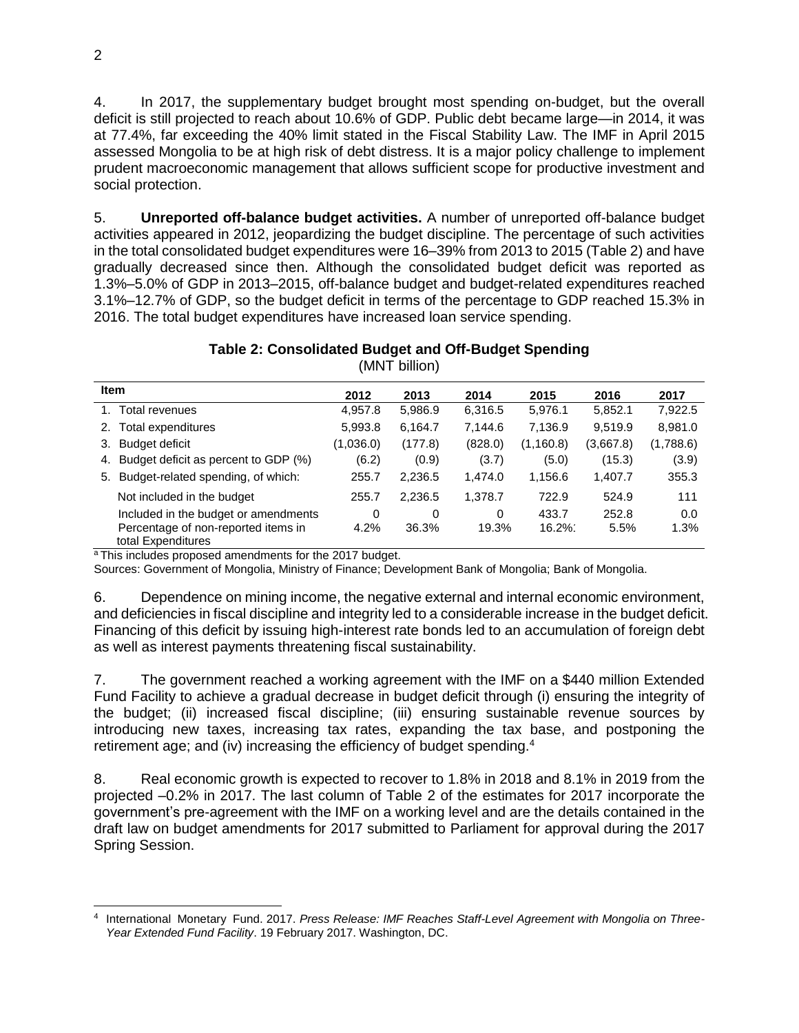4. In 2017, the supplementary budget brought most spending on-budget, but the overall deficit is still projected to reach about 10.6% of GDP. Public debt became large—in 2014, it was at 77.4%, far exceeding the 40% limit stated in the Fiscal Stability Law. The IMF in April 2015 assessed Mongolia to be at high risk of debt distress. It is a major policy challenge to implement prudent macroeconomic management that allows sufficient scope for productive investment and social protection.

5. **Unreported off-balance budget activities.** A number of unreported off-balance budget activities appeared in 2012, jeopardizing the budget discipline. The percentage of such activities in the total consolidated budget expenditures were 16–39% from 2013 to 2015 (Table 2) and have gradually decreased since then. Although the consolidated budget deficit was reported as 1.3%–5.0% of GDP in 2013–2015, off-balance budget and budget-related expenditures reached 3.1%–12.7% of GDP, so the budget deficit in terms of the percentage to GDP reached 15.3% in 2016. The total budget expenditures have increased loan service spending.

**Table 2: Consolidated Budget and Off-Budget Spending**
(MNT billion)

| Item | 2012 | 2013 | 2014 | 2015 | 2016 | 2017 |
|---|---|---|---|---|---|---|
| 1. Total revenues | 4,957.8 | 5,986.9 | 6,316.5 | 5,976.1 | 5,852.1 | 7,922.5 |
| 2. Total expenditures | 5,993.8 | 6,164.7 | 7,144.6 | 7,136.9 | 9,519.9 | 8,981.0 |
| 3. Budget deficit | (1,036.0) | (177.8) | (828.0) | (1,160.8) | (3,667.8) | (1,788.6) |
| 4. Budget deficit as percent to GDP (%) | (6.2) | (0.9) | (3.7) | (5.0) | (15.3) | (3.9) |
| 5. Budget-related spending, of which: | 255.7 | 2,236.5 | 1,474.0 | 1,156.6 | 1,407.7 | 355.3 |
| Not included in the budget | 255.7 | 2,236.5 | 1,378.7 | 722.9 | 524.9 | 111 |
| Included in the budget or amendments | 0 | 0 | 0 | 433.7 | 252.8 | 0.0 |
| Percentage of non-reported items in total Expenditures | 4.2% | 36.3% | 19.3% | 16.2%: | 5.5% | 1.3% |

[a] This includes proposed amendments for the 2017 budget.
Sources: Government of Mongolia, Ministry of Finance; Development Bank of Mongolia; Bank of Mongolia.

6. Dependence on mining income, the negative external and internal economic environment, and deficiencies in fiscal discipline and integrity led to a considerable increase in the budget deficit. Financing of this deficit by issuing high-interest rate bonds led to an accumulation of foreign debt as well as interest payments threatening fiscal sustainability.

7. The government reached a working agreement with the IMF on a $440 million Extended Fund Facility to achieve a gradual decrease in budget deficit through (i) ensuring the integrity of the budget; (ii) increased fiscal discipline; (iii) ensuring sustainable revenue sources by introducing new taxes, increasing tax rates, expanding the tax base, and postponing the retirement age; and (iv) increasing the efficiency of budget spending.[4]

8. Real economic growth is expected to recover to 1.8% in 2018 and 8.1% in 2019 from the projected –0.2% in 2017. The last column of Table 2 of the estimates for 2017 incorporate the government's pre-agreement with the IMF on a working level and are the details contained in the draft law on budget amendments for 2017 submitted to Parliament for approval during the 2017 Spring Session.

[4] International Monetary Fund. 2017. *Press Release: IMF Reaches Staff-Level Agreement with Mongolia on Three-Year Extended Fund Facility*. 19 February 2017. Washington, DC.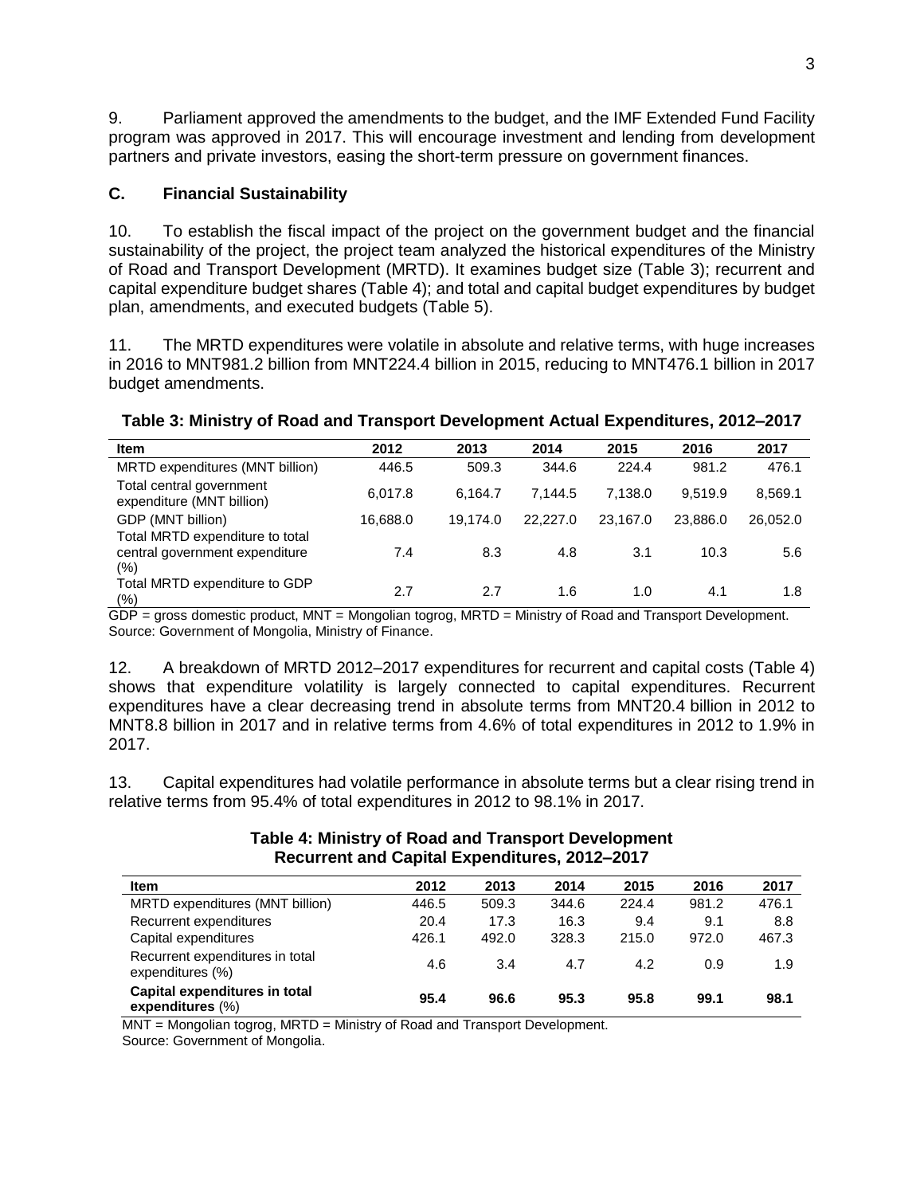9. Parliament approved the amendments to the budget, and the IMF Extended Fund Facility program was approved in 2017. This will encourage investment and lending from development partners and private investors, easing the short-term pressure on government finances.

### C. Financial Sustainability

10. To establish the fiscal impact of the project on the government budget and the financial sustainability of the project, the project team analyzed the historical expenditures of the Ministry of Road and Transport Development (MRTD). It examines budget size (Table 3); recurrent and capital expenditure budget shares (Table 4); and total and capital budget expenditures by budget plan, amendments, and executed budgets (Table 5).

11. The MRTD expenditures were volatile in absolute and relative terms, with huge increases in 2016 to MNT981.2 billion from MNT224.4 billion in 2015, reducing to MNT476.1 billion in 2017 budget amendments.

**Table 3: Ministry of Road and Transport Development Actual Expenditures, 2012–2017**

| Item | 2012 | 2013 | 2014 | 2015 | 2016 | 2017 |
|---|---|---|---|---|---|---|
| MRTD expenditures (MNT billion) | 446.5 | 509.3 | 344.6 | 224.4 | 981.2 | 476.1 |
| Total central government expenditure (MNT billion) | 6,017.8 | 6,164.7 | 7,144.5 | 7,138.0 | 9,519.9 | 8,569.1 |
| GDP (MNT billion) | 16,688.0 | 19,174.0 | 22,227.0 | 23,167.0 | 23,886.0 | 26,052.0 |
| Total MRTD expenditure to total central government expenditure (%) | 7.4 | 8.3 | 4.8 | 3.1 | 10.3 | 5.6 |
| Total MRTD expenditure to GDP (%) | 2.7 | 2.7 | 1.6 | 1.0 | 4.1 | 1.8 |

GDP = gross domestic product, MNT = Mongolian togrog, MRTD = Ministry of Road and Transport Development.
Source: Government of Mongolia, Ministry of Finance.

12. A breakdown of MRTD 2012–2017 expenditures for recurrent and capital costs (Table 4) shows that expenditure volatility is largely connected to capital expenditures. Recurrent expenditures have a clear decreasing trend in absolute terms from MNT20.4 billion in 2012 to MNT8.8 billion in 2017 and in relative terms from 4.6% of total expenditures in 2012 to 1.9% in 2017.

13. Capital expenditures had volatile performance in absolute terms but a clear rising trend in relative terms from 95.4% of total expenditures in 2012 to 98.1% in 2017.

**Table 4: Ministry of Road and Transport Development Recurrent and Capital Expenditures, 2012–2017**

| Item | 2012 | 2013 | 2014 | 2015 | 2016 | 2017 |
|---|---|---|---|---|---|---|
| MRTD expenditures (MNT billion) | 446.5 | 509.3 | 344.6 | 224.4 | 981.2 | 476.1 |
| Recurrent expenditures | 20.4 | 17.3 | 16.3 | 9.4 | 9.1 | 8.8 |
| Capital expenditures | 426.1 | 492.0 | 328.3 | 215.0 | 972.0 | 467.3 |
| Recurrent expenditures in total expenditures (%) | 4.6 | 3.4 | 4.7 | 4.2 | 0.9 | 1.9 |
| **Capital expenditures in total expenditures** (%) | **95.4** | **96.6** | **95.3** | **95.8** | **99.1** | **98.1** |

MNT = Mongolian togrog, MRTD = Ministry of Road and Transport Development.
Source: Government of Mongolia.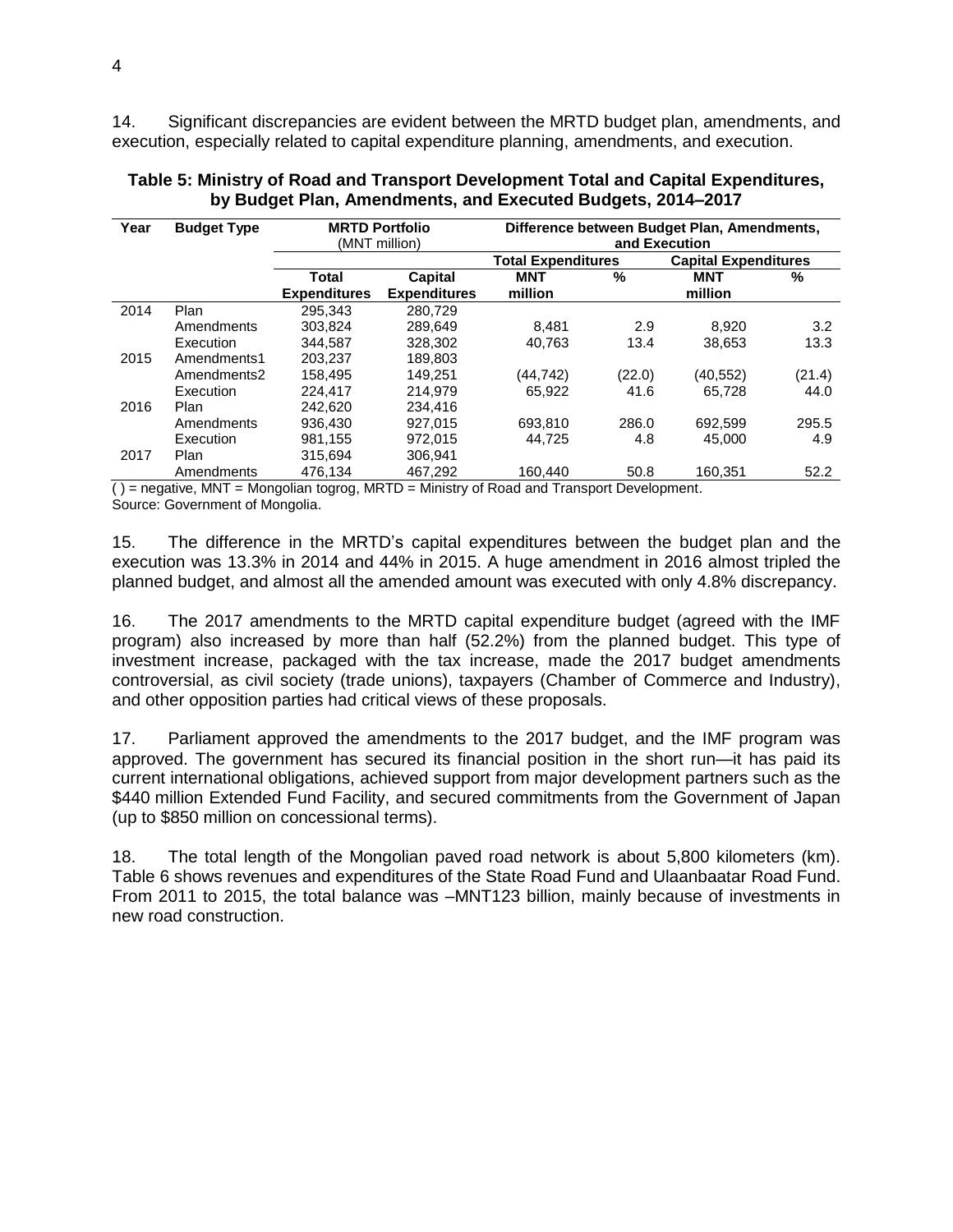14. Significant discrepancies are evident between the MRTD budget plan, amendments, and execution, especially related to capital expenditure planning, amendments, and execution.

**Table 5: Ministry of Road and Transport Development Total and Capital Expenditures, by Budget Plan, Amendments, and Executed Budgets, 2014–2017**

| Year | Budget Type | MRTD Portfolio (MNT million) | | Difference between Budget Plan, Amendments, and Execution | | | |
|---|---|---|---|---|---|---|---|
| | | | | Total Expenditures | | Capital Expenditures | |
| | | Total Expenditures | Capital Expenditures | MNT million | % | MNT million | % |
| 2014 | Plan | 295,343 | 280,729 | | | | |
| | Amendments | 303,824 | 289,649 | 8,481 | 2.9 | 8,920 | 3.2 |
| | Execution | 344,587 | 328,302 | 40,763 | 13.4 | 38,653 | 13.3 |
| 2015 | Amendments1 | 203,237 | 189,803 | | | | |
| | Amendments2 | 158,495 | 149,251 | (44,742) | (22.0) | (40,552) | (21.4) |
| | Execution | 224,417 | 214,979 | 65,922 | 41.6 | 65,728 | 44.0 |
| 2016 | Plan | 242,620 | 234,416 | | | | |
| | Amendments | 936,430 | 927,015 | 693,810 | 286.0 | 692,599 | 295.5 |
| | Execution | 981,155 | 972,015 | 44,725 | 4.8 | 45,000 | 4.9 |
| 2017 | Plan | 315,694 | 306,941 | | | | |
| | Amendments | 476,134 | 467,292 | 160,440 | 50.8 | 160,351 | 52.2 |

( ) = negative, MNT = Mongolian togrog, MRTD = Ministry of Road and Transport Development.
Source: Government of Mongolia.

15. The difference in the MRTD's capital expenditures between the budget plan and the execution was 13.3% in 2014 and 44% in 2015. A huge amendment in 2016 almost tripled the planned budget, and almost all the amended amount was executed with only 4.8% discrepancy.

16. The 2017 amendments to the MRTD capital expenditure budget (agreed with the IMF program) also increased by more than half (52.2%) from the planned budget. This type of investment increase, packaged with the tax increase, made the 2017 budget amendments controversial, as civil society (trade unions), taxpayers (Chamber of Commerce and Industry), and other opposition parties had critical views of these proposals.

17. Parliament approved the amendments to the 2017 budget, and the IMF program was approved. The government has secured its financial position in the short run—it has paid its current international obligations, achieved support from major development partners such as the $440 million Extended Fund Facility, and secured commitments from the Government of Japan (up to $850 million on concessional terms).

18. The total length of the Mongolian paved road network is about 5,800 kilometers (km). Table 6 shows revenues and expenditures of the State Road Fund and Ulaanbaatar Road Fund. From 2011 to 2015, the total balance was –MNT123 billion, mainly because of investments in new road construction.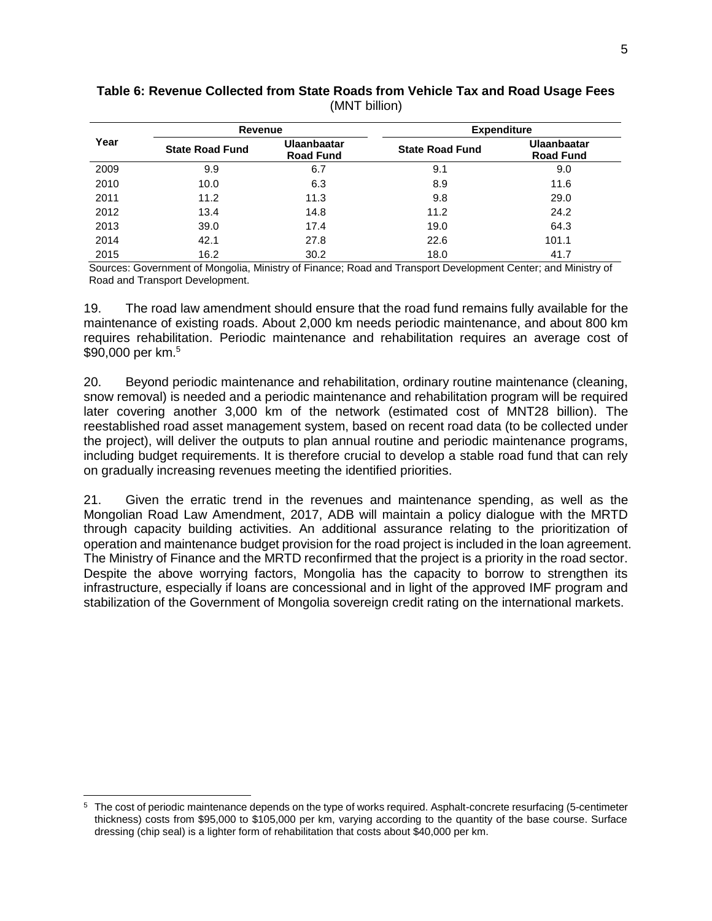**Table 6: Revenue Collected from State Roads from Vehicle Tax and Road Usage Fees**
(MNT billion)

| Year | Revenue | | Expenditure | |
|---|---|---|---|---|
| | State Road Fund | Ulaanbaatar Road Fund | State Road Fund | Ulaanbaatar Road Fund |
| 2009 | 9.9 | 6.7 | 9.1 | 9.0 |
| 2010 | 10.0 | 6.3 | 8.9 | 11.6 |
| 2011 | 11.2 | 11.3 | 9.8 | 29.0 |
| 2012 | 13.4 | 14.8 | 11.2 | 24.2 |
| 2013 | 39.0 | 17.4 | 19.0 | 64.3 |
| 2014 | 42.1 | 27.8 | 22.6 | 101.1 |
| 2015 | 16.2 | 30.2 | 18.0 | 41.7 |

Sources: Government of Mongolia, Ministry of Finance; Road and Transport Development Center; and Ministry of Road and Transport Development.

19. The road law amendment should ensure that the road fund remains fully available for the maintenance of existing roads. About 2,000 km needs periodic maintenance, and about 800 km requires rehabilitation. Periodic maintenance and rehabilitation requires an average cost of $90,000 per km.[5]

20. Beyond periodic maintenance and rehabilitation, ordinary routine maintenance (cleaning, snow removal) is needed and a periodic maintenance and rehabilitation program will be required later covering another 3,000 km of the network (estimated cost of MNT28 billion). The reestablished road asset management system, based on recent road data (to be collected under the project), will deliver the outputs to plan annual routine and periodic maintenance programs, including budget requirements. It is therefore crucial to develop a stable road fund that can rely on gradually increasing revenues meeting the identified priorities.

21. Given the erratic trend in the revenues and maintenance spending, as well as the Mongolian Road Law Amendment, 2017, ADB will maintain a policy dialogue with the MRTD through capacity building activities. An additional assurance relating to the prioritization of operation and maintenance budget provision for the road project is included in the loan agreement. The Ministry of Finance and the MRTD reconfirmed that the project is a priority in the road sector. Despite the above worrying factors, Mongolia has the capacity to borrow to strengthen its infrastructure, especially if loans are concessional and in light of the approved IMF program and stabilization of the Government of Mongolia sovereign credit rating on the international markets.

---

[5] The cost of periodic maintenance depends on the type of works required. Asphalt-concrete resurfacing (5-centimeter thickness) costs from $95,000 to $105,000 per km, varying according to the quantity of the base course. Surface dressing (chip seal) is a lighter form of rehabilitation that costs about $40,000 per km.